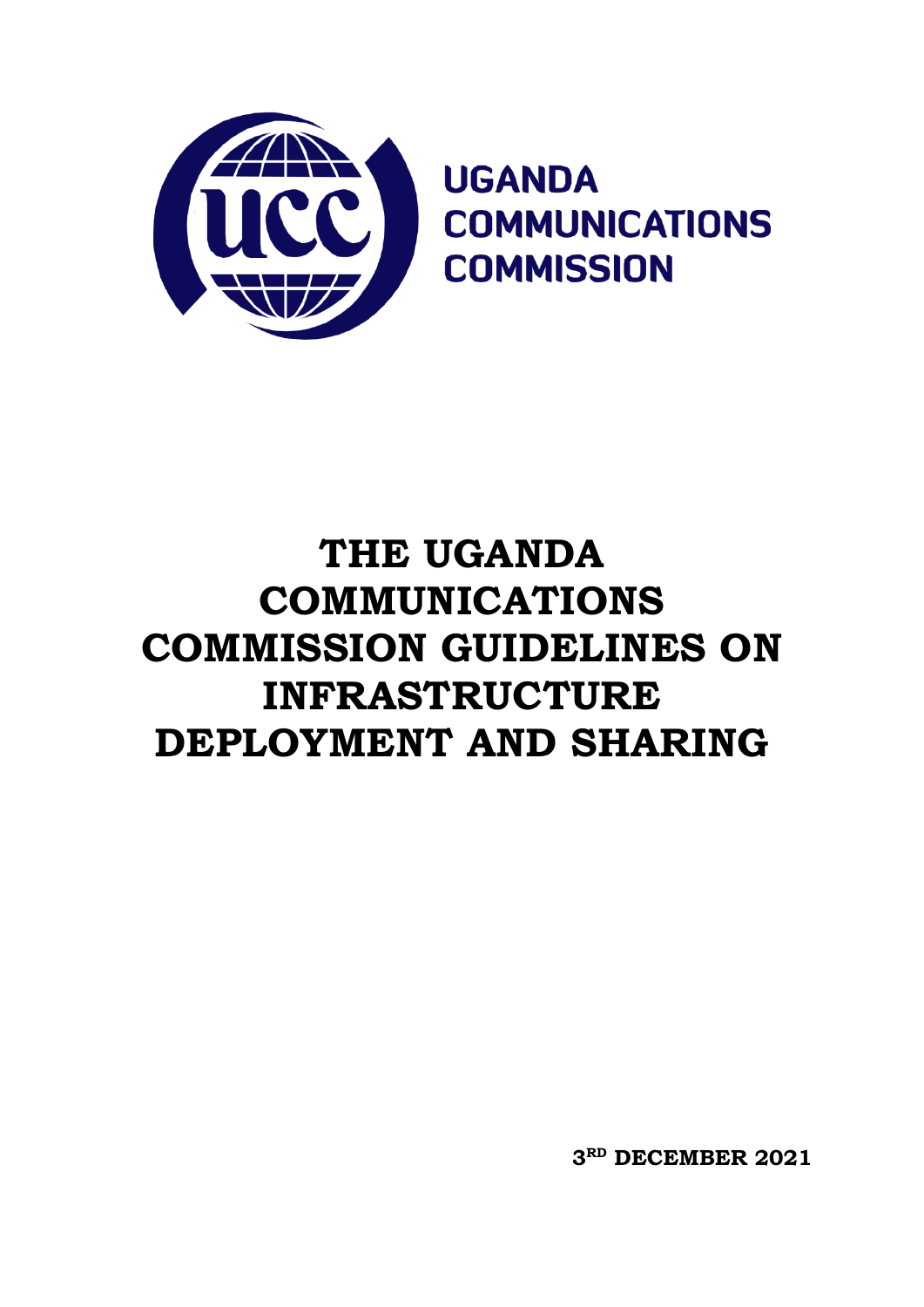UGANDA COMMUNICATIONS COMMISSION

# THE UGANDA COMMUNICATIONS COMMISSION GUIDELINES ON INFRASTRUCTURE DEPLOYMENT AND SHARING

**3RD DECEMBER 2021**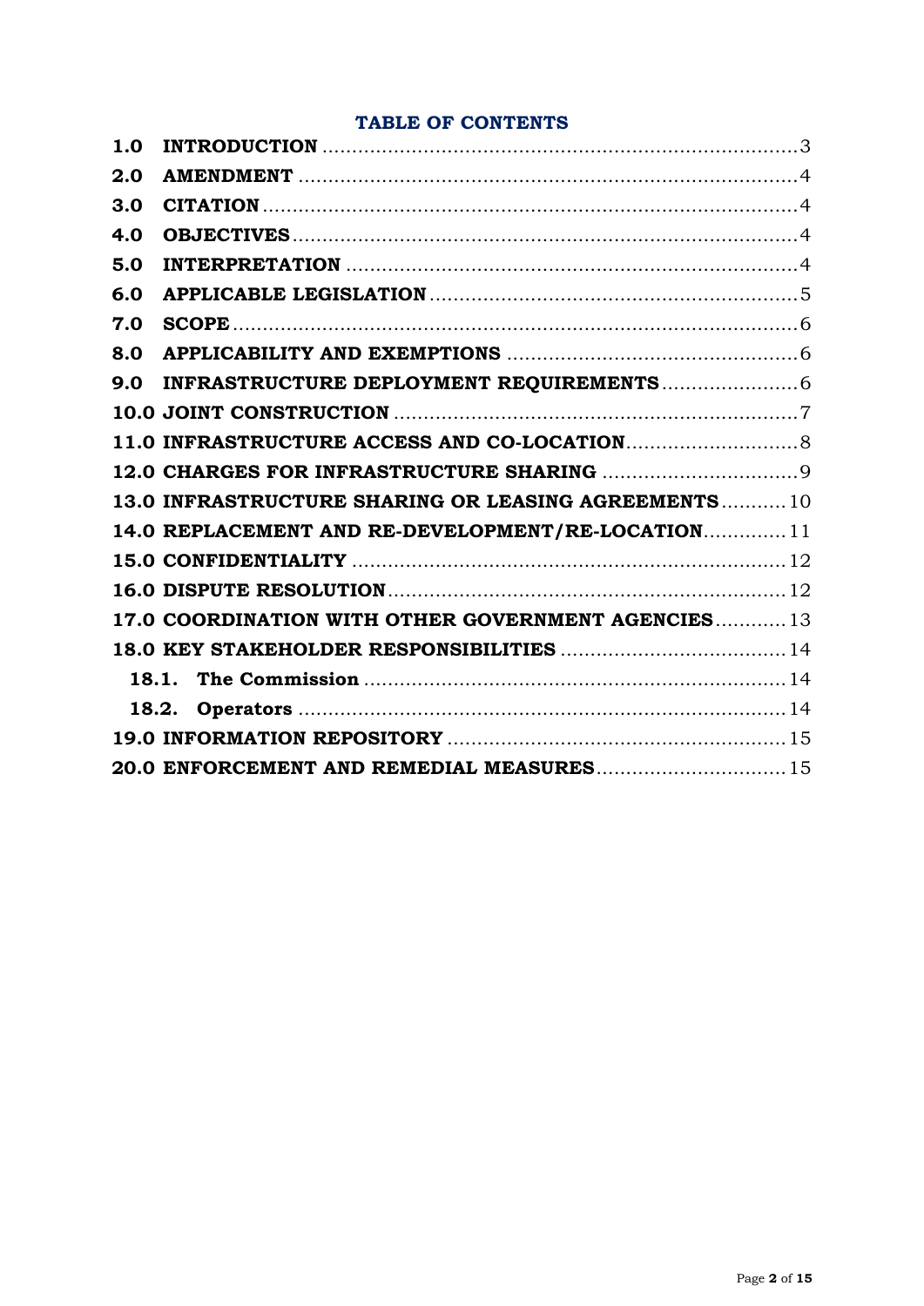## TABLE OF CONTENTS

| | | |
|---|---|---|
| **1.0** | **INTRODUCTION** | 3 |
| **2.0** | **AMENDMENT** | 4 |
| **3.0** | **CITATION** | 4 |
| **4.0** | **OBJECTIVES** | 4 |
| **5.0** | **INTERPRETATION** | 4 |
| **6.0** | **APPLICABLE LEGISLATION** | 5 |
| **7.0** | **SCOPE** | 6 |
| **8.0** | **APPLICABILITY AND EXEMPTIONS** | 6 |
| **9.0** | **INFRASTRUCTURE DEPLOYMENT REQUIREMENTS** | 6 |
| **10.0** | **JOINT CONSTRUCTION** | 7 |
| **11.0** | **INFRASTRUCTURE ACCESS AND CO-LOCATION** | 8 |
| **12.0** | **CHARGES FOR INFRASTRUCTURE SHARING** | 9 |
| **13.0** | **INFRASTRUCTURE SHARING OR LEASING AGREEMENTS** | 10 |
| **14.0** | **REPLACEMENT AND RE-DEVELOPMENT/RE-LOCATION** | 11 |
| **15.0** | **CONFIDENTIALITY** | 12 |
| **16.0** | **DISPUTE RESOLUTION** | 12 |
| **17.0** | **COORDINATION WITH OTHER GOVERNMENT AGENCIES** | 13 |
| **18.0** | **KEY STAKEHOLDER RESPONSIBILITIES** | 14 |
| **18.1.** | **The Commission** | 14 |
| **18.2.** | **Operators** | 14 |
| **19.0** | **INFORMATION REPOSITORY** | 15 |
| **20.0** | **ENFORCEMENT AND REMEDIAL MEASURES** | 15 |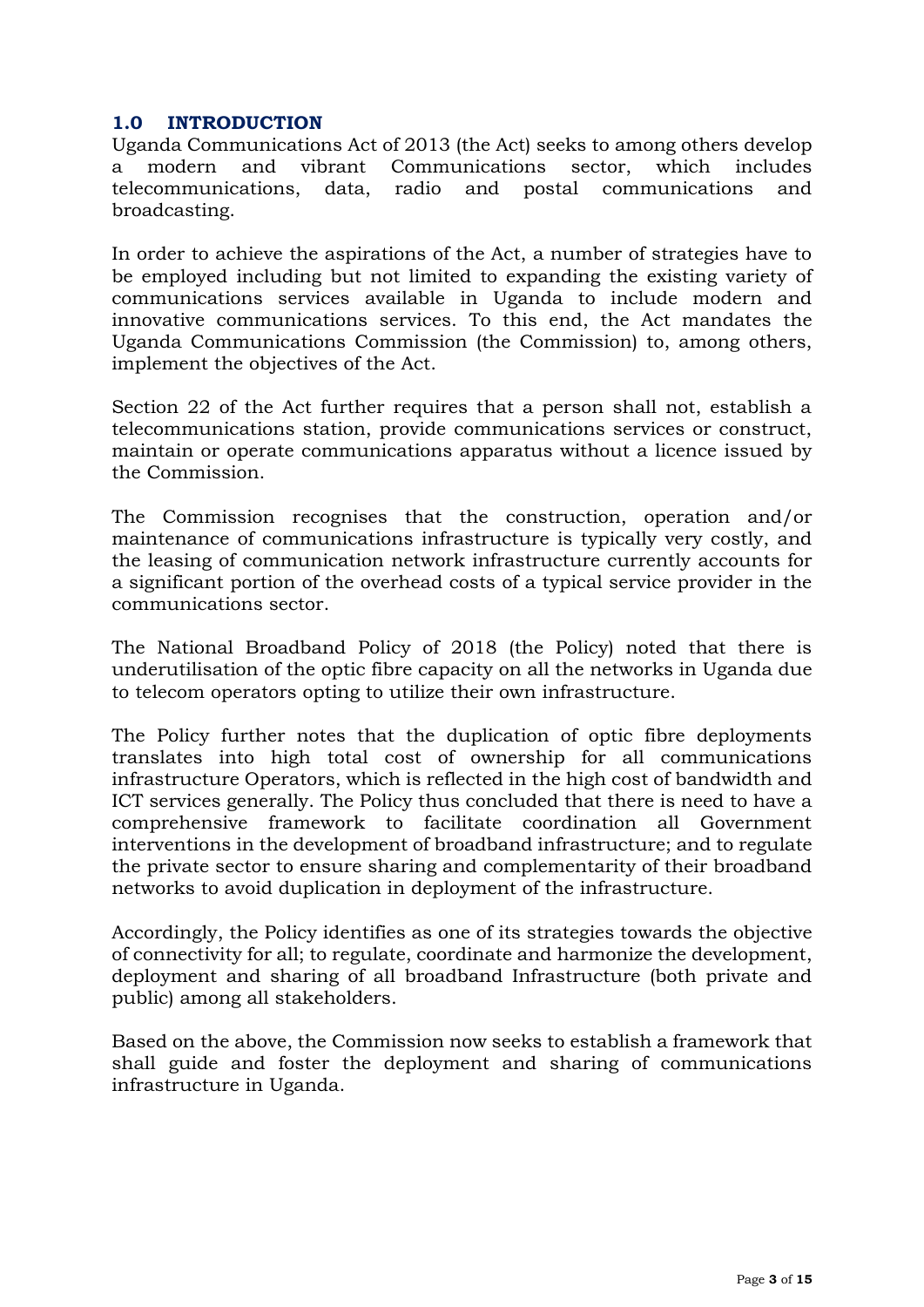## 1.0 INTRODUCTION

Uganda Communications Act of 2013 (the Act) seeks to among others develop a modern and vibrant Communications sector, which includes telecommunications, data, radio and postal communications and broadcasting.

In order to achieve the aspirations of the Act, a number of strategies have to be employed including but not limited to expanding the existing variety of communications services available in Uganda to include modern and innovative communications services. To this end, the Act mandates the Uganda Communications Commission (the Commission) to, among others, implement the objectives of the Act.

Section 22 of the Act further requires that a person shall not, establish a telecommunications station, provide communications services or construct, maintain or operate communications apparatus without a licence issued by the Commission.

The Commission recognises that the construction, operation and/or maintenance of communications infrastructure is typically very costly, and the leasing of communication network infrastructure currently accounts for a significant portion of the overhead costs of a typical service provider in the communications sector.

The National Broadband Policy of 2018 (the Policy) noted that there is underutilisation of the optic fibre capacity on all the networks in Uganda due to telecom operators opting to utilize their own infrastructure.

The Policy further notes that the duplication of optic fibre deployments translates into high total cost of ownership for all communications infrastructure Operators, which is reflected in the high cost of bandwidth and ICT services generally. The Policy thus concluded that there is need to have a comprehensive framework to facilitate coordination all Government interventions in the development of broadband infrastructure; and to regulate the private sector to ensure sharing and complementarity of their broadband networks to avoid duplication in deployment of the infrastructure.

Accordingly, the Policy identifies as one of its strategies towards the objective of connectivity for all; to regulate, coordinate and harmonize the development, deployment and sharing of all broadband Infrastructure (both private and public) among all stakeholders.

Based on the above, the Commission now seeks to establish a framework that shall guide and foster the deployment and sharing of communications infrastructure in Uganda.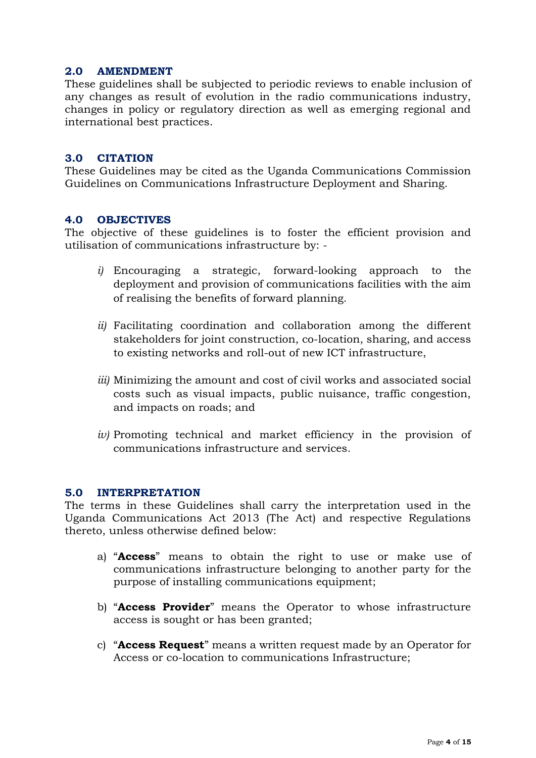## 2.0 AMENDMENT

These guidelines shall be subjected to periodic reviews to enable inclusion of any changes as result of evolution in the radio communications industry, changes in policy or regulatory direction as well as emerging regional and international best practices.

## 3.0 CITATION

These Guidelines may be cited as the Uganda Communications Commission Guidelines on Communications Infrastructure Deployment and Sharing.

## 4.0 OBJECTIVES

The objective of these guidelines is to foster the efficient provision and utilisation of communications infrastructure by: -

*i)* Encouraging a strategic, forward-looking approach to the deployment and provision of communications facilities with the aim of realising the benefits of forward planning.

*ii)* Facilitating coordination and collaboration among the different stakeholders for joint construction, co-location, sharing, and access to existing networks and roll-out of new ICT infrastructure,

*iii)* Minimizing the amount and cost of civil works and associated social costs such as visual impacts, public nuisance, traffic congestion, and impacts on roads; and

*iv)* Promoting technical and market efficiency in the provision of communications infrastructure and services.

## 5.0 INTERPRETATION

The terms in these Guidelines shall carry the interpretation used in the Uganda Communications Act 2013 (The Act) and respective Regulations thereto, unless otherwise defined below:

a) "**Access**" means to obtain the right to use or make use of communications infrastructure belonging to another party for the purpose of installing communications equipment;

b) "**Access Provider**" means the Operator to whose infrastructure access is sought or has been granted;

c) "**Access Request**" means a written request made by an Operator for Access or co-location to communications Infrastructure;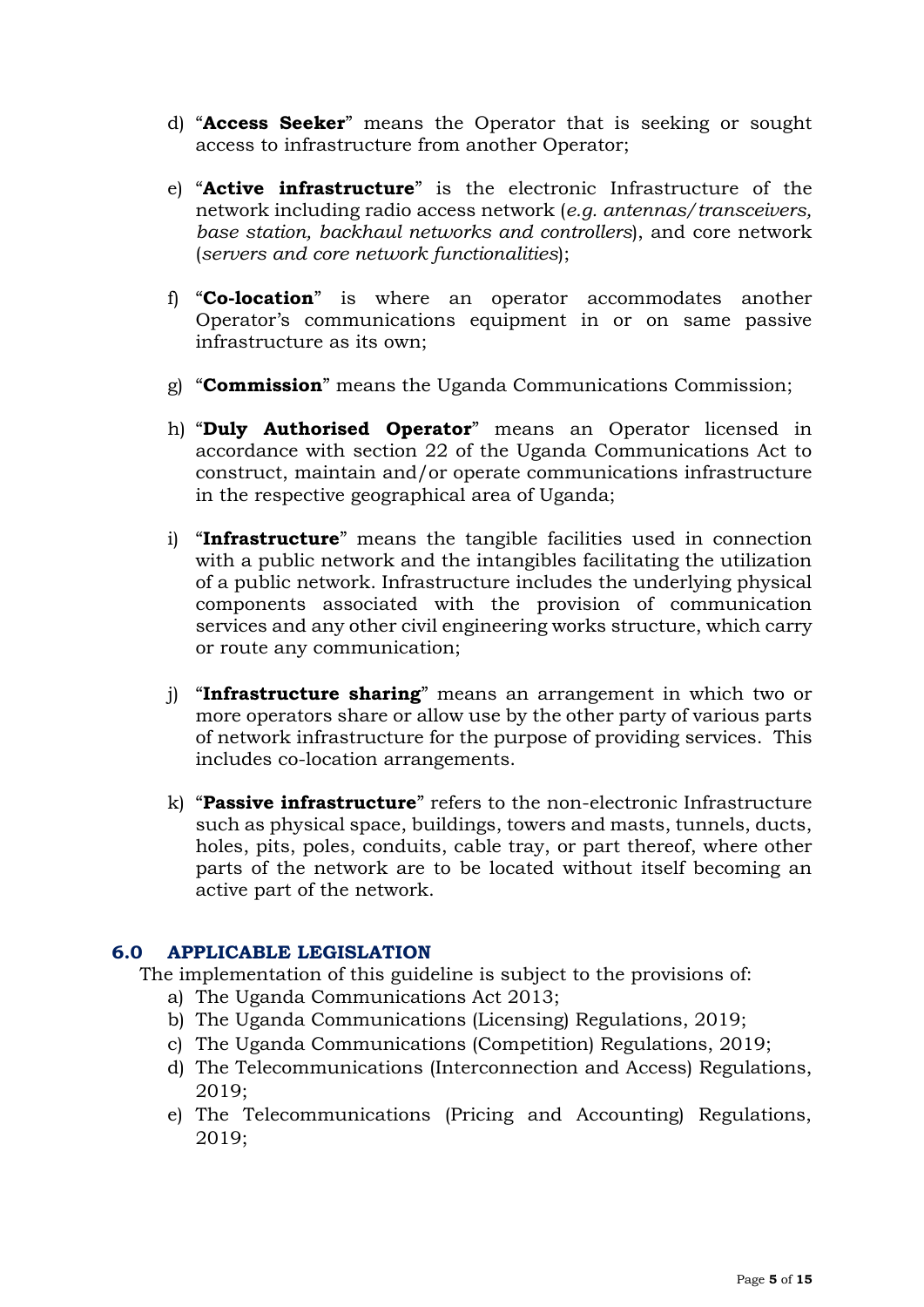d) "**Access Seeker**" means the Operator that is seeking or sought access to infrastructure from another Operator;

e) "**Active infrastructure**" is the electronic Infrastructure of the network including radio access network (*e.g. antennas/transceivers, base station, backhaul networks and controllers*), and core network (*servers and core network functionalities*);

f) "**Co-location**" is where an operator accommodates another Operator's communications equipment in or on same passive infrastructure as its own;

g) "**Commission**" means the Uganda Communications Commission;

h) "**Duly Authorised Operator**" means an Operator licensed in accordance with section 22 of the Uganda Communications Act to construct, maintain and/or operate communications infrastructure in the respective geographical area of Uganda;

i) "**Infrastructure**" means the tangible facilities used in connection with a public network and the intangibles facilitating the utilization of a public network. Infrastructure includes the underlying physical components associated with the provision of communication services and any other civil engineering works structure, which carry or route any communication;

j) "**Infrastructure sharing**" means an arrangement in which two or more operators share or allow use by the other party of various parts of network infrastructure for the purpose of providing services. This includes co-location arrangements.

k) "**Passive infrastructure**" refers to the non-electronic Infrastructure such as physical space, buildings, towers and masts, tunnels, ducts, holes, pits, poles, conduits, cable tray, or part thereof, where other parts of the network are to be located without itself becoming an active part of the network.

## 6.0 APPLICABLE LEGISLATION

The implementation of this guideline is subject to the provisions of:

a) The Uganda Communications Act 2013;
b) The Uganda Communications (Licensing) Regulations, 2019;
c) The Uganda Communications (Competition) Regulations, 2019;
d) The Telecommunications (Interconnection and Access) Regulations, 2019;
e) The Telecommunications (Pricing and Accounting) Regulations, 2019;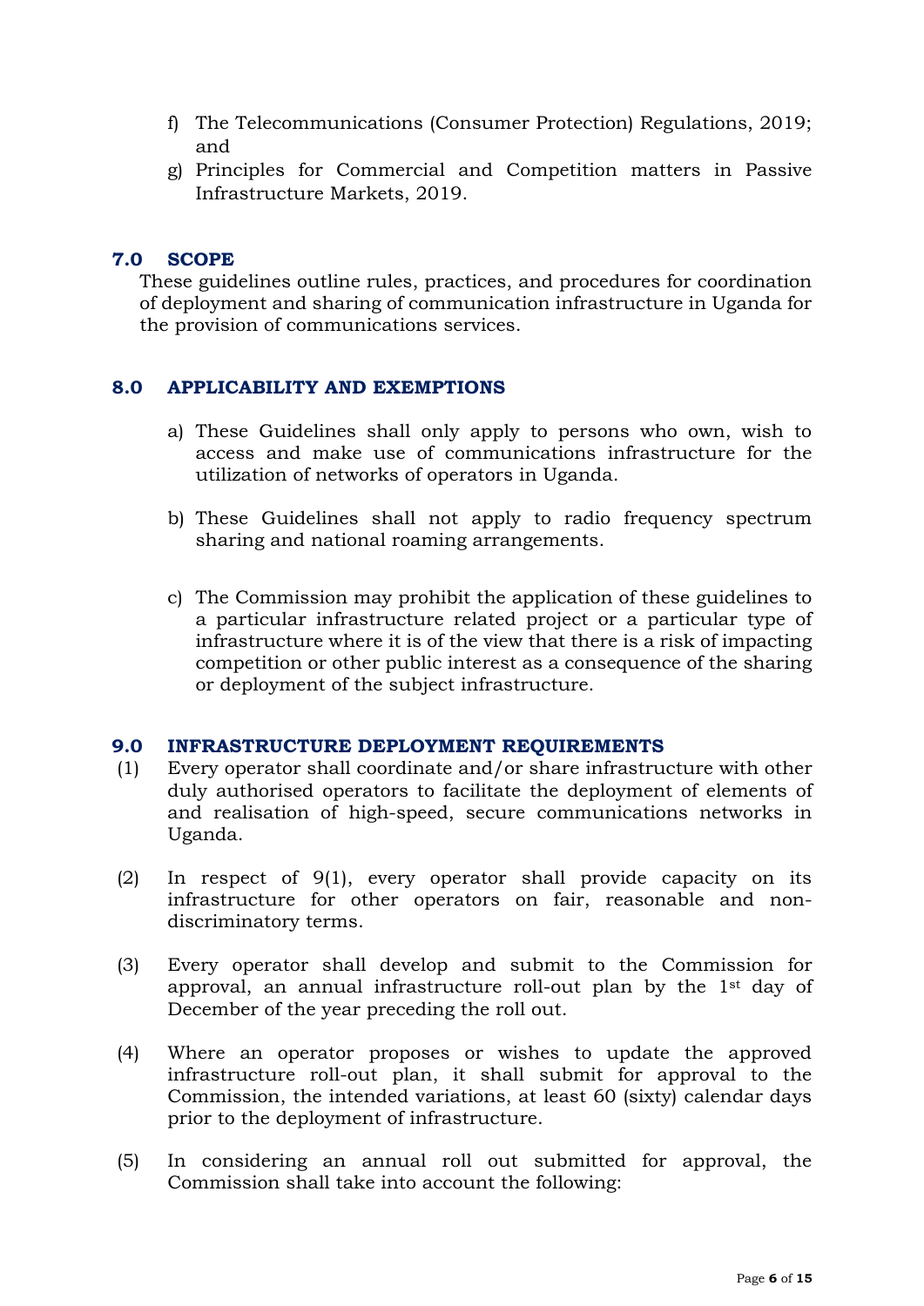f) The Telecommunications (Consumer Protection) Regulations, 2019; and
g) Principles for Commercial and Competition matters in Passive Infrastructure Markets, 2019.

## 7.0 SCOPE

These guidelines outline rules, practices, and procedures for coordination of deployment and sharing of communication infrastructure in Uganda for the provision of communications services.

## 8.0 APPLICABILITY AND EXEMPTIONS

a) These Guidelines shall only apply to persons who own, wish to access and make use of communications infrastructure for the utilization of networks of operators in Uganda.

b) These Guidelines shall not apply to radio frequency spectrum sharing and national roaming arrangements.

c) The Commission may prohibit the application of these guidelines to a particular infrastructure related project or a particular type of infrastructure where it is of the view that there is a risk of impacting competition or other public interest as a consequence of the sharing or deployment of the subject infrastructure.

## 9.0 INFRASTRUCTURE DEPLOYMENT REQUIREMENTS

(1) Every operator shall coordinate and/or share infrastructure with other duly authorised operators to facilitate the deployment of elements of and realisation of high-speed, secure communications networks in Uganda.

(2) In respect of 9(1), every operator shall provide capacity on its infrastructure for other operators on fair, reasonable and non-discriminatory terms.

(3) Every operator shall develop and submit to the Commission for approval, an annual infrastructure roll-out plan by the 1st day of December of the year preceding the roll out.

(4) Where an operator proposes or wishes to update the approved infrastructure roll-out plan, it shall submit for approval to the Commission, the intended variations, at least 60 (sixty) calendar days prior to the deployment of infrastructure.

(5) In considering an annual roll out submitted for approval, the Commission shall take into account the following: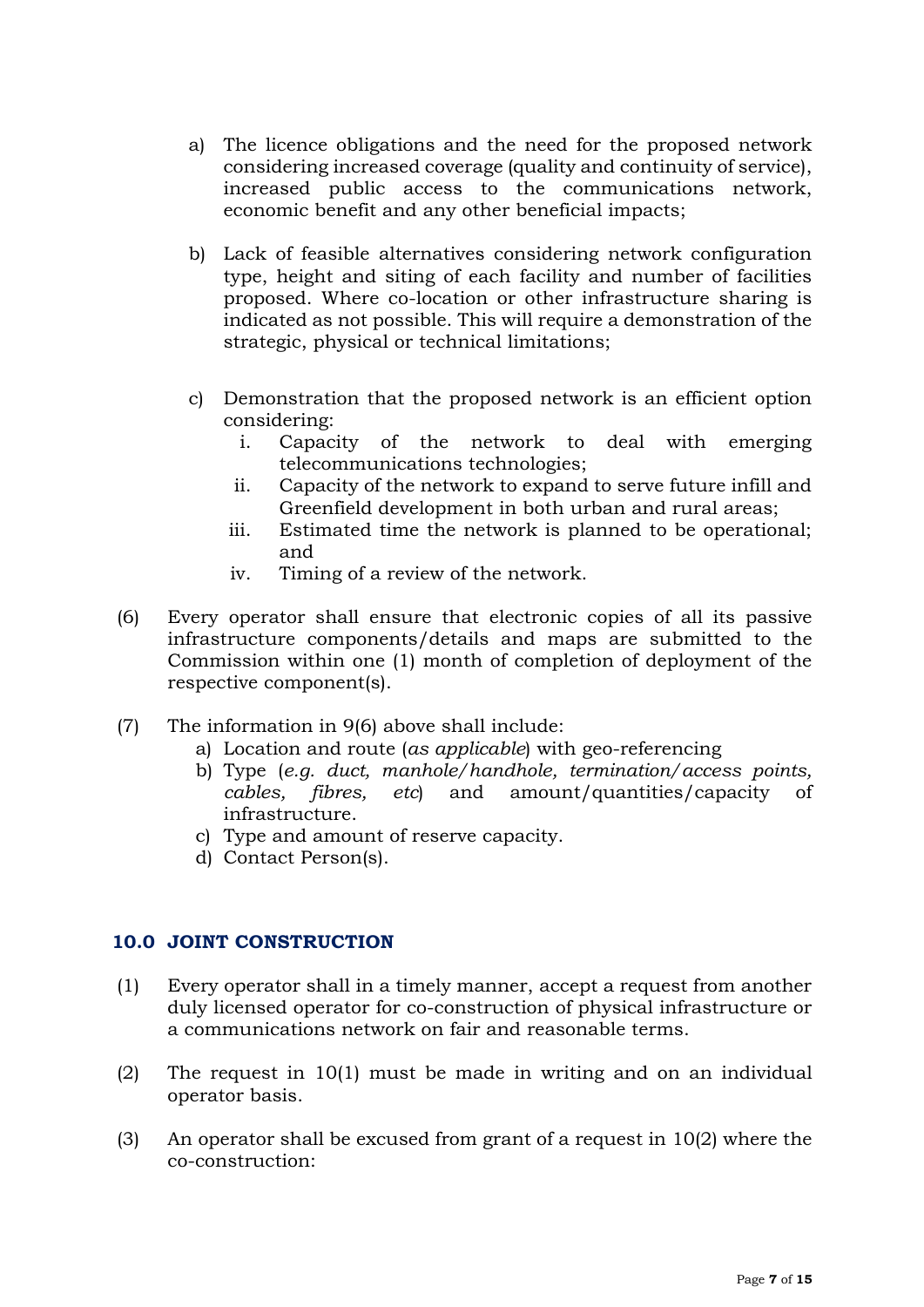a) The licence obligations and the need for the proposed network considering increased coverage (quality and continuity of service), increased public access to the communications network, economic benefit and any other beneficial impacts;

b) Lack of feasible alternatives considering network configuration type, height and siting of each facility and number of facilities proposed. Where co-location or other infrastructure sharing is indicated as not possible. This will require a demonstration of the strategic, physical or technical limitations;

c) Demonstration that the proposed network is an efficient option considering:
   i. Capacity of the network to deal with emerging telecommunications technologies;
   ii. Capacity of the network to expand to serve future infill and Greenfield development in both urban and rural areas;
   iii. Estimated time the network is planned to be operational; and
   iv. Timing of a review of the network.

(6) Every operator shall ensure that electronic copies of all its passive infrastructure components/details and maps are submitted to the Commission within one (1) month of completion of deployment of the respective component(s).

(7) The information in 9(6) above shall include:
   a) Location and route (*as applicable*) with geo-referencing
   b) Type (*e.g. duct, manhole/handhole, termination/access points, cables, fibres, etc*) and amount/quantities/capacity of infrastructure.
   c) Type and amount of reserve capacity.
   d) Contact Person(s).

## 10.0 JOINT CONSTRUCTION

(1) Every operator shall in a timely manner, accept a request from another duly licensed operator for co-construction of physical infrastructure or a communications network on fair and reasonable terms.

(2) The request in 10(1) must be made in writing and on an individual operator basis.

(3) An operator shall be excused from grant of a request in 10(2) where the co-construction: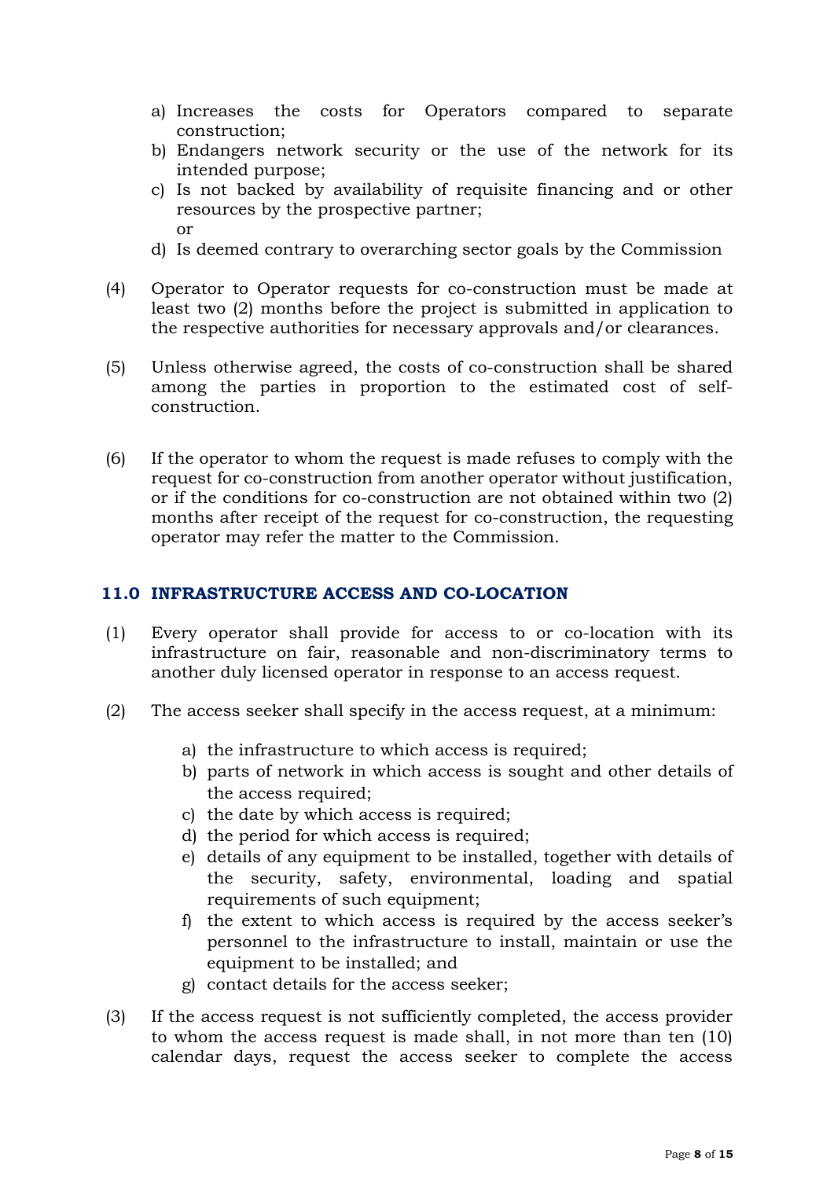a) Increases the costs for Operators compared to separate construction;
b) Endangers network security or the use of the network for its intended purpose;
c) Is not backed by availability of requisite financing and or other resources by the prospective partner; or
d) Is deemed contrary to overarching sector goals by the Commission

(4) Operator to Operator requests for co-construction must be made at least two (2) months before the project is submitted in application to the respective authorities for necessary approvals and/or clearances.

(5) Unless otherwise agreed, the costs of co-construction shall be shared among the parties in proportion to the estimated cost of self-construction.

(6) If the operator to whom the request is made refuses to comply with the request for co-construction from another operator without justification, or if the conditions for co-construction are not obtained within two (2) months after receipt of the request for co-construction, the requesting operator may refer the matter to the Commission.

## 11.0 INFRASTRUCTURE ACCESS AND CO-LOCATION

(1) Every operator shall provide for access to or co-location with its infrastructure on fair, reasonable and non-discriminatory terms to another duly licensed operator in response to an access request.

(2) The access seeker shall specify in the access request, at a minimum:

a) the infrastructure to which access is required;
b) parts of network in which access is sought and other details of the access required;
c) the date by which access is required;
d) the period for which access is required;
e) details of any equipment to be installed, together with details of the security, safety, environmental, loading and spatial requirements of such equipment;
f) the extent to which access is required by the access seeker's personnel to the infrastructure to install, maintain or use the equipment to be installed; and
g) contact details for the access seeker;

(3) If the access request is not sufficiently completed, the access provider to whom the access request is made shall, in not more than ten (10) calendar days, request the access seeker to complete the access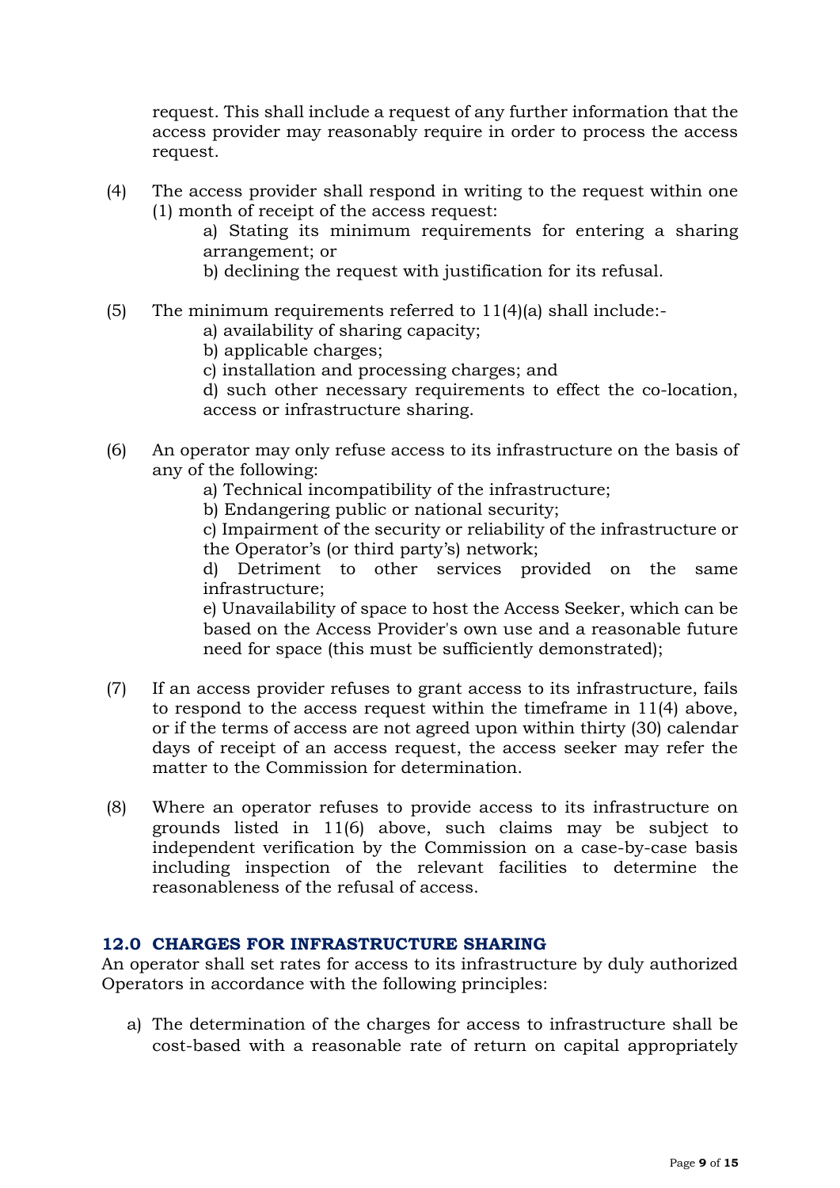request. This shall include a request of any further information that the access provider may reasonably require in order to process the access request.

(4) The access provider shall respond in writing to the request within one (1) month of receipt of the access request:

a) Stating its minimum requirements for entering a sharing arrangement; or

b) declining the request with justification for its refusal.

(5) The minimum requirements referred to 11(4)(a) shall include:-

a) availability of sharing capacity;

b) applicable charges;

c) installation and processing charges; and

d) such other necessary requirements to effect the co-location, access or infrastructure sharing.

(6) An operator may only refuse access to its infrastructure on the basis of any of the following:

a) Technical incompatibility of the infrastructure;

b) Endangering public or national security;

c) Impairment of the security or reliability of the infrastructure or the Operator's (or third party's) network;

d) Detriment to other services provided on the same infrastructure;

e) Unavailability of space to host the Access Seeker, which can be based on the Access Provider's own use and a reasonable future need for space (this must be sufficiently demonstrated);

(7) If an access provider refuses to grant access to its infrastructure, fails to respond to the access request within the timeframe in 11(4) above, or if the terms of access are not agreed upon within thirty (30) calendar days of receipt of an access request, the access seeker may refer the matter to the Commission for determination.

(8) Where an operator refuses to provide access to its infrastructure on grounds listed in 11(6) above, such claims may be subject to independent verification by the Commission on a case-by-case basis including inspection of the relevant facilities to determine the reasonableness of the refusal of access.

## 12.0 CHARGES FOR INFRASTRUCTURE SHARING

An operator shall set rates for access to its infrastructure by duly authorized Operators in accordance with the following principles:

a) The determination of the charges for access to infrastructure shall be cost-based with a reasonable rate of return on capital appropriately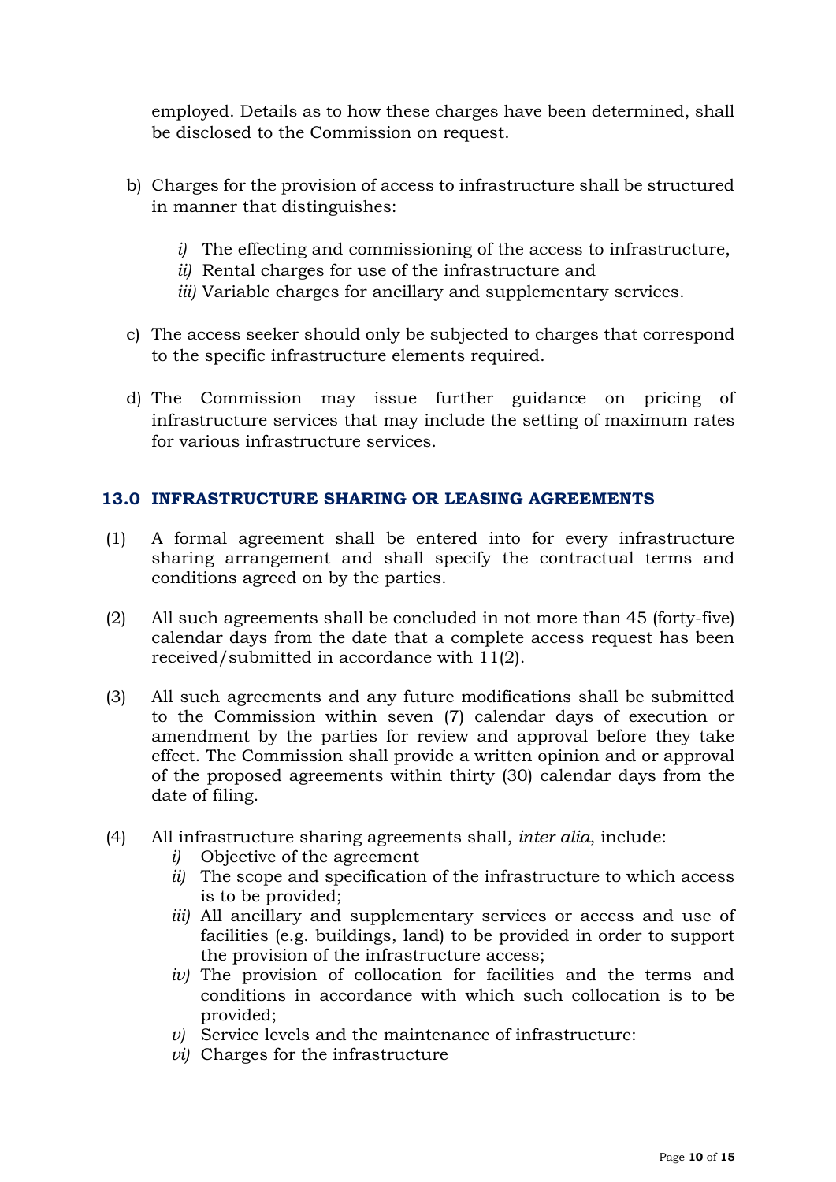employed. Details as to how these charges have been determined, shall be disclosed to the Commission on request.

b) Charges for the provision of access to infrastructure shall be structured in manner that distinguishes:

   *i)* The effecting and commissioning of the access to infrastructure,
   *ii)* Rental charges for use of the infrastructure and
   *iii)* Variable charges for ancillary and supplementary services.

c) The access seeker should only be subjected to charges that correspond to the specific infrastructure elements required.

d) The Commission may issue further guidance on pricing of infrastructure services that may include the setting of maximum rates for various infrastructure services.

## 13.0 INFRASTRUCTURE SHARING OR LEASING AGREEMENTS

(1) A formal agreement shall be entered into for every infrastructure sharing arrangement and shall specify the contractual terms and conditions agreed on by the parties.

(2) All such agreements shall be concluded in not more than 45 (forty-five) calendar days from the date that a complete access request has been received/submitted in accordance with 11(2).

(3) All such agreements and any future modifications shall be submitted to the Commission within seven (7) calendar days of execution or amendment by the parties for review and approval before they take effect. The Commission shall provide a written opinion and or approval of the proposed agreements within thirty (30) calendar days from the date of filing.

(4) All infrastructure sharing agreements shall, *inter alia*, include:
   *i)* Objective of the agreement
   *ii)* The scope and specification of the infrastructure to which access is to be provided;
   *iii)* All ancillary and supplementary services or access and use of facilities (e.g. buildings, land) to be provided in order to support the provision of the infrastructure access;
   *iv)* The provision of collocation for facilities and the terms and conditions in accordance with which such collocation is to be provided;
   *v)* Service levels and the maintenance of infrastructure:
   *vi)* Charges for the infrastructure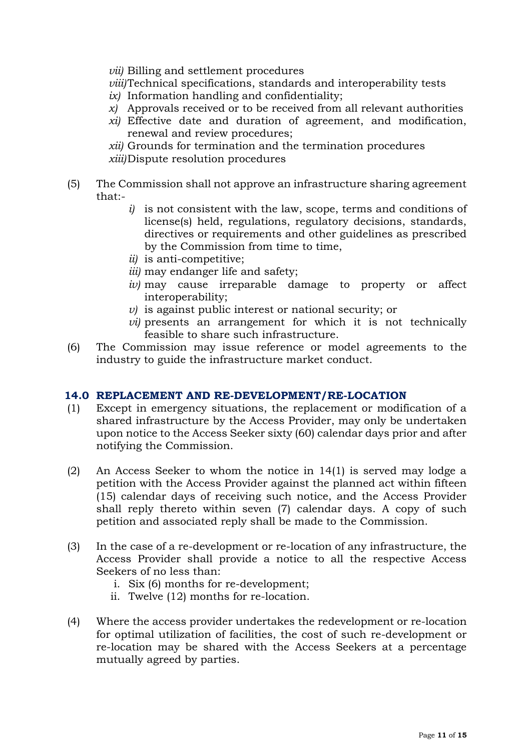*vii)* Billing and settlement procedures
*viii)* Technical specifications, standards and interoperability tests
*ix)* Information handling and confidentiality;
*x)* Approvals received or to be received from all relevant authorities
*xi)* Effective date and duration of agreement, and modification, renewal and review procedures;
*xii)* Grounds for termination and the termination procedures
*xiii)* Dispute resolution procedures

(5) The Commission shall not approve an infrastructure sharing agreement that:-

*i)* is not consistent with the law, scope, terms and conditions of license(s) held, regulations, regulatory decisions, standards, directives or requirements and other guidelines as prescribed by the Commission from time to time,
*ii)* is anti-competitive;
*iii)* may endanger life and safety;
*iv)* may cause irreparable damage to property or affect interoperability;
*v)* is against public interest or national security; or
*vi)* presents an arrangement for which it is not technically feasible to share such infrastructure.

(6) The Commission may issue reference or model agreements to the industry to guide the infrastructure market conduct.

## 14.0 REPLACEMENT AND RE-DEVELOPMENT/RE-LOCATION

(1) Except in emergency situations, the replacement or modification of a shared infrastructure by the Access Provider, may only be undertaken upon notice to the Access Seeker sixty (60) calendar days prior and after notifying the Commission.

(2) An Access Seeker to whom the notice in 14(1) is served may lodge a petition with the Access Provider against the planned act within fifteen (15) calendar days of receiving such notice, and the Access Provider shall reply thereto within seven (7) calendar days. A copy of such petition and associated reply shall be made to the Commission.

(3) In the case of a re-development or re-location of any infrastructure, the Access Provider shall provide a notice to all the respective Access Seekers of no less than:

i. Six (6) months for re-development;
ii. Twelve (12) months for re-location.

(4) Where the access provider undertakes the redevelopment or re-location for optimal utilization of facilities, the cost of such re-development or re-location may be shared with the Access Seekers at a percentage mutually agreed by parties.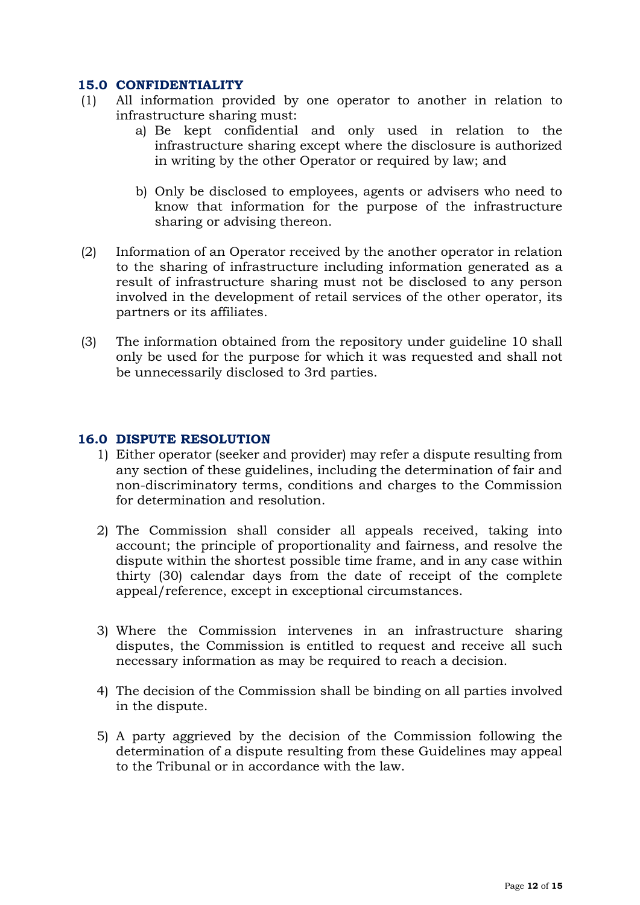## 15.0 CONFIDENTIALITY

(1) All information provided by one operator to another in relation to infrastructure sharing must:

a) Be kept confidential and only used in relation to the infrastructure sharing except where the disclosure is authorized in writing by the other Operator or required by law; and

b) Only be disclosed to employees, agents or advisers who need to know that information for the purpose of the infrastructure sharing or advising thereon.

(2) Information of an Operator received by the another operator in relation to the sharing of infrastructure including information generated as a result of infrastructure sharing must not be disclosed to any person involved in the development of retail services of the other operator, its partners or its affiliates.

(3) The information obtained from the repository under guideline 10 shall only be used for the purpose for which it was requested and shall not be unnecessarily disclosed to 3rd parties.

## 16.0 DISPUTE RESOLUTION

1) Either operator (seeker and provider) may refer a dispute resulting from any section of these guidelines, including the determination of fair and non-discriminatory terms, conditions and charges to the Commission for determination and resolution.

2) The Commission shall consider all appeals received, taking into account; the principle of proportionality and fairness, and resolve the dispute within the shortest possible time frame, and in any case within thirty (30) calendar days from the date of receipt of the complete appeal/reference, except in exceptional circumstances.

3) Where the Commission intervenes in an infrastructure sharing disputes, the Commission is entitled to request and receive all such necessary information as may be required to reach a decision.

4) The decision of the Commission shall be binding on all parties involved in the dispute.

5) A party aggrieved by the decision of the Commission following the determination of a dispute resulting from these Guidelines may appeal to the Tribunal or in accordance with the law.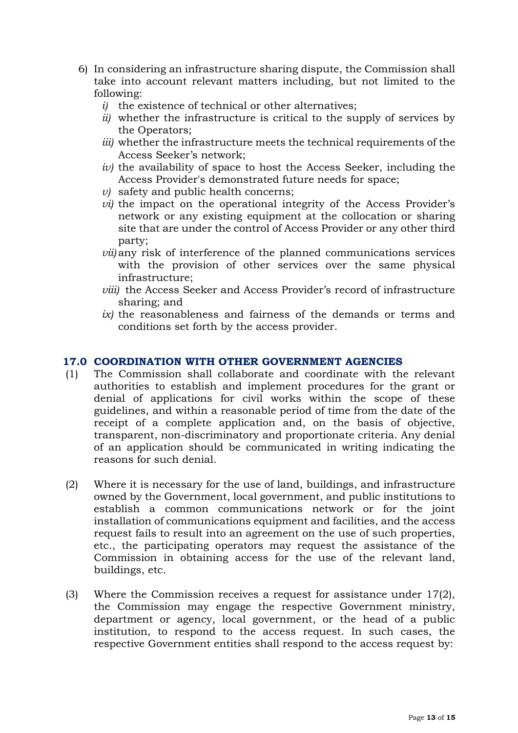6) In considering an infrastructure sharing dispute, the Commission shall take into account relevant matters including, but not limited to the following:
   *i)* the existence of technical or other alternatives;
   *ii)* whether the infrastructure is critical to the supply of services by the Operators;
   *iii)* whether the infrastructure meets the technical requirements of the Access Seeker's network;
   *iv)* the availability of space to host the Access Seeker, including the Access Provider's demonstrated future needs for space;
   *v)* safety and public health concerns;
   *vi)* the impact on the operational integrity of the Access Provider's network or any existing equipment at the collocation or sharing site that are under the control of Access Provider or any other third party;
   *vii)* any risk of interference of the planned communications services with the provision of other services over the same physical infrastructure;
   *viii)* the Access Seeker and Access Provider's record of infrastructure sharing; and
   *ix)* the reasonableness and fairness of the demands or terms and conditions set forth by the access provider.

## 17.0 COORDINATION WITH OTHER GOVERNMENT AGENCIES

(1) The Commission shall collaborate and coordinate with the relevant authorities to establish and implement procedures for the grant or denial of applications for civil works within the scope of these guidelines, and within a reasonable period of time from the date of the receipt of a complete application and, on the basis of objective, transparent, non-discriminatory and proportionate criteria. Any denial of an application should be communicated in writing indicating the reasons for such denial.

(2) Where it is necessary for the use of land, buildings, and infrastructure owned by the Government, local government, and public institutions to establish a common communications network or for the joint installation of communications equipment and facilities, and the access request fails to result into an agreement on the use of such properties, etc., the participating operators may request the assistance of the Commission in obtaining access for the use of the relevant land, buildings, etc.

(3) Where the Commission receives a request for assistance under 17(2), the Commission may engage the respective Government ministry, department or agency, local government, or the head of a public institution, to respond to the access request. In such cases, the respective Government entities shall respond to the access request by: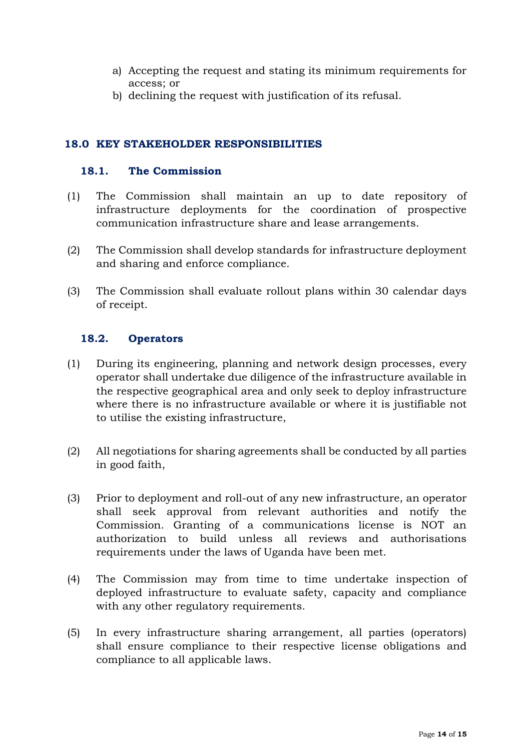a) Accepting the request and stating its minimum requirements for access; or
b) declining the request with justification of its refusal.

## 18.0 KEY STAKEHOLDER RESPONSIBILITIES

### 18.1. The Commission

(1) The Commission shall maintain an up to date repository of infrastructure deployments for the coordination of prospective communication infrastructure share and lease arrangements.

(2) The Commission shall develop standards for infrastructure deployment and sharing and enforce compliance.

(3) The Commission shall evaluate rollout plans within 30 calendar days of receipt.

### 18.2. Operators

(1) During its engineering, planning and network design processes, every operator shall undertake due diligence of the infrastructure available in the respective geographical area and only seek to deploy infrastructure where there is no infrastructure available or where it is justifiable not to utilise the existing infrastructure,

(2) All negotiations for sharing agreements shall be conducted by all parties in good faith,

(3) Prior to deployment and roll-out of any new infrastructure, an operator shall seek approval from relevant authorities and notify the Commission. Granting of a communications license is NOT an authorization to build unless all reviews and authorisations requirements under the laws of Uganda have been met.

(4) The Commission may from time to time undertake inspection of deployed infrastructure to evaluate safety, capacity and compliance with any other regulatory requirements.

(5) In every infrastructure sharing arrangement, all parties (operators) shall ensure compliance to their respective license obligations and compliance to all applicable laws.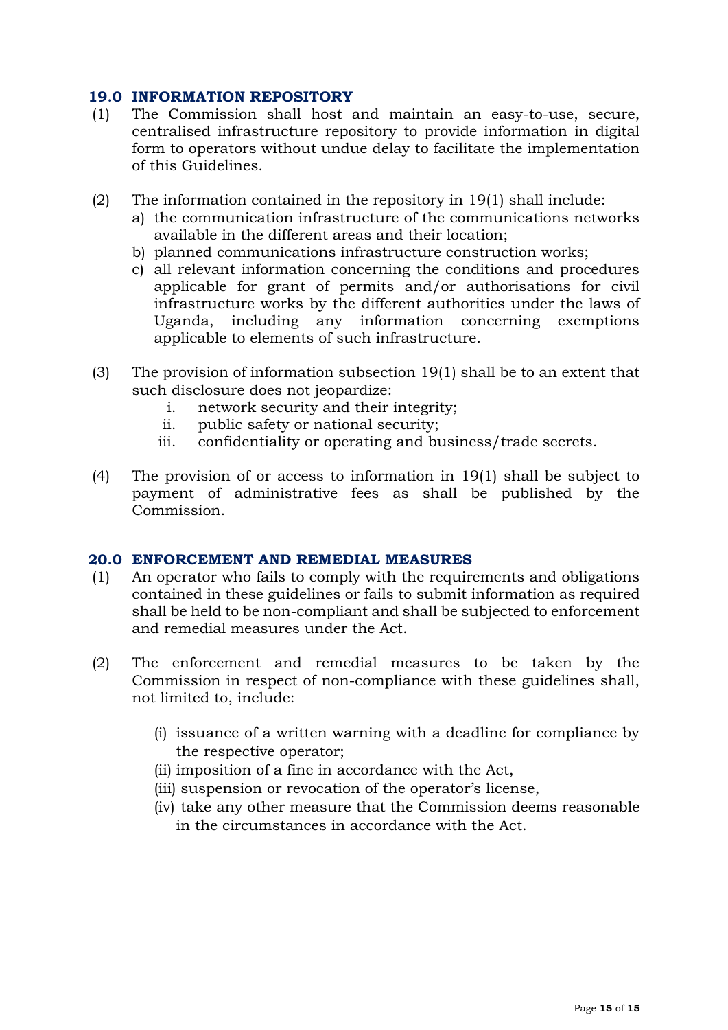## 19.0 INFORMATION REPOSITORY

(1) The Commission shall host and maintain an easy-to-use, secure, centralised infrastructure repository to provide information in digital form to operators without undue delay to facilitate the implementation of this Guidelines.

(2) The information contained in the repository in 19(1) shall include:

a) the communication infrastructure of the communications networks available in the different areas and their location;
b) planned communications infrastructure construction works;
c) all relevant information concerning the conditions and procedures applicable for grant of permits and/or authorisations for civil infrastructure works by the different authorities under the laws of Uganda, including any information concerning exemptions applicable to elements of such infrastructure.

(3) The provision of information subsection 19(1) shall be to an extent that such disclosure does not jeopardize:

i. network security and their integrity;
ii. public safety or national security;
iii. confidentiality or operating and business/trade secrets.

(4) The provision of or access to information in 19(1) shall be subject to payment of administrative fees as shall be published by the Commission.

## 20.0 ENFORCEMENT AND REMEDIAL MEASURES

(1) An operator who fails to comply with the requirements and obligations contained in these guidelines or fails to submit information as required shall be held to be non-compliant and shall be subjected to enforcement and remedial measures under the Act.

(2) The enforcement and remedial measures to be taken by the Commission in respect of non-compliance with these guidelines shall, not limited to, include:

(i) issuance of a written warning with a deadline for compliance by the respective operator;
(ii) imposition of a fine in accordance with the Act,
(iii) suspension or revocation of the operator's license,
(iv) take any other measure that the Commission deems reasonable in the circumstances in accordance with the Act.